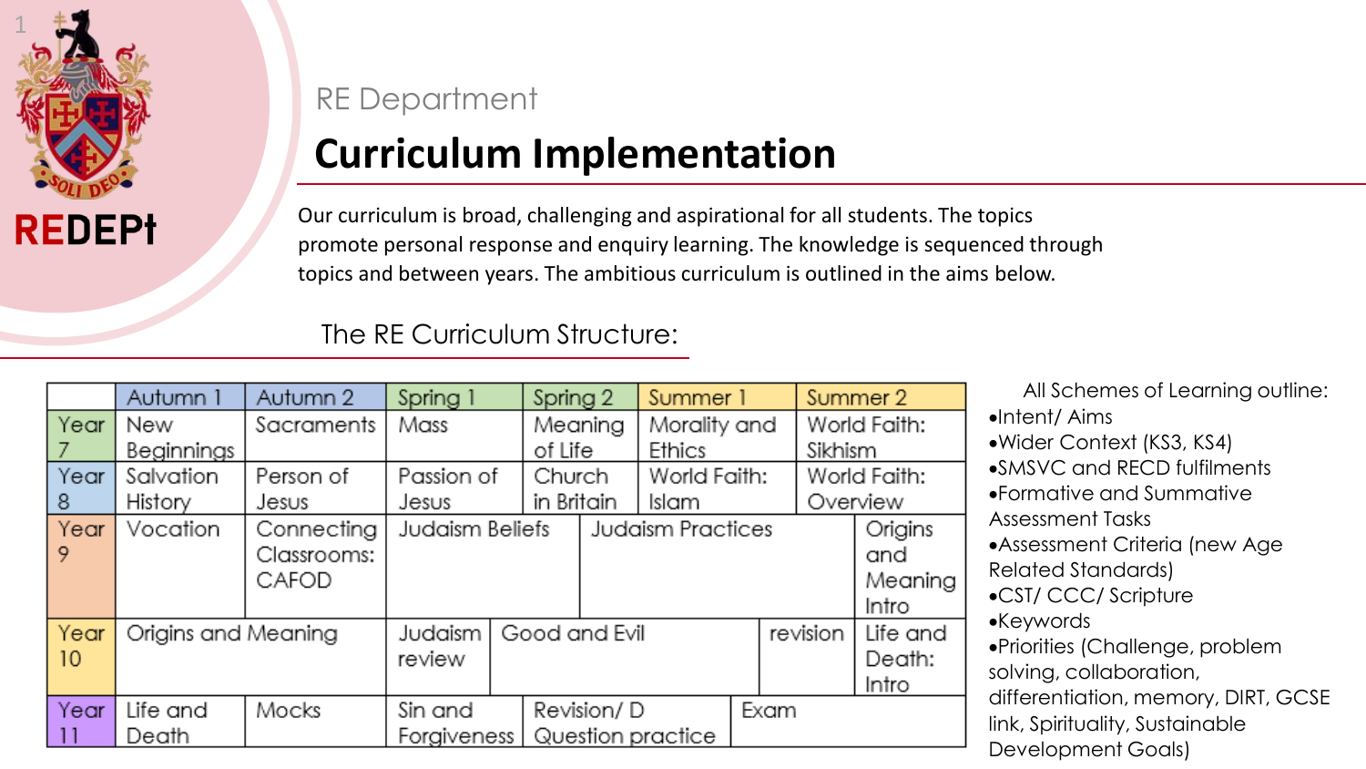## RE Department

# Curriculum Implementation

Our curriculum is broad, challenging and aspirational for all students. The topics promote personal response and enquiry learning. The knowledge is sequenced through topics and between years. The ambitious curriculum is outlined in the aims below.

### The RE Curriculum Structure:

| | Autumn 1 | Autumn 2 | Spring 1 | Spring 2 | Summer 1 | Summer 2 |
|---|---|---|---|---|---|---|
| Year 7 | New Beginnings | Sacraments | Mass | Meaning of Life | Morality and Ethics | World Faith: Sikhism |
| Year 8 | Salvation History | Person of Jesus | Passion of Jesus | Church in Britain | World Faith: Islam | World Faith: Overview |
| Year 9 | Vocation | Connecting Classrooms: CAFOD | Judaism Beliefs | Judaism Practices | | Origins and Meaning Intro |
| Year 10 | Origins and Meaning | | Judaism review | Good and Evil | revision | Life and Death: Intro |
| Year 11 | Life and Death | Mocks | Sin and Forgiveness | Revision/ D Question practice | Exam | |

All Schemes of Learning outline:

- Intent/ Aims
- Wider Context (KS3, KS4)
- SMSVC and RECD fulfilments
- Formative and Summative Assessment Tasks
- Assessment Criteria (new Age Related Standards)
- CST/ CCC/ Scripture
- Keywords
- Priorities (Challenge, problem solving, collaboration, differentiation, memory, DIRT, GCSE link, Spirituality, Sustainable Development Goals)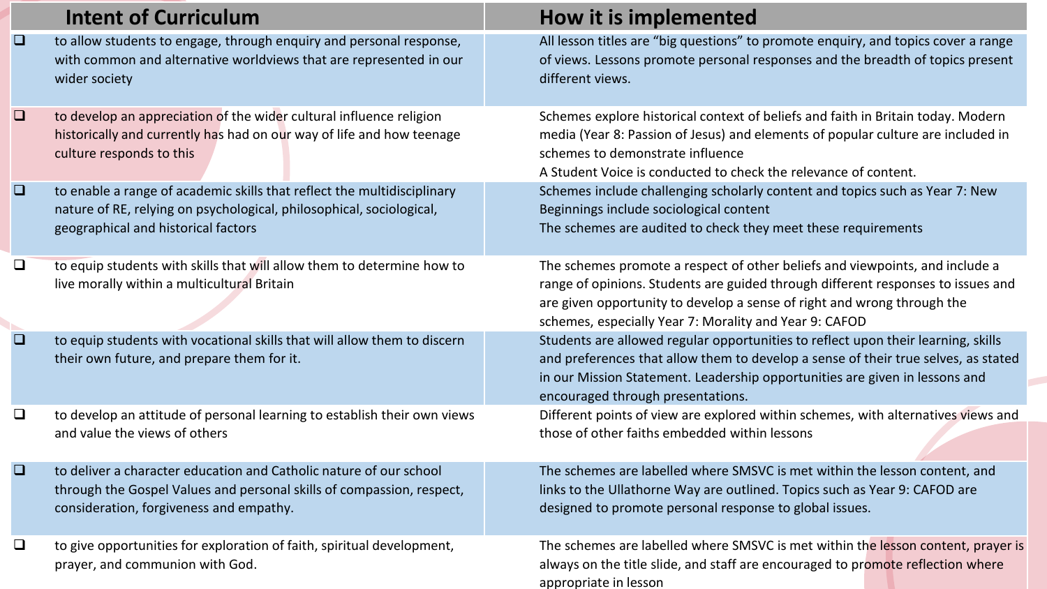| Intent of Curriculum | How it is implemented |
|---|---|
| ❑ to allow students to engage, through enquiry and personal response, with common and alternative worldviews that are represented in our wider society | All lesson titles are "big questions" to promote enquiry, and topics cover a range of views. Lessons promote personal responses and the breadth of topics present different views. |
| ❑ to develop an appreciation of the wider cultural influence religion historically and currently has had on our way of life and how teenage culture responds to this | Schemes explore historical context of beliefs and faith in Britain today. Modern media (Year 8: Passion of Jesus) and elements of popular culture are included in schemes to demonstrate influence<br>A Student Voice is conducted to check the relevance of content. |
| ❑ to enable a range of academic skills that reflect the multidisciplinary nature of RE, relying on psychological, philosophical, sociological, geographical and historical factors | Schemes include challenging scholarly content and topics such as Year 7: New Beginnings include sociological content<br>The schemes are audited to check they meet these requirements |
| ❑ to equip students with skills that will allow them to determine how to live morally within a multicultural Britain | The schemes promote a respect of other beliefs and viewpoints, and include a range of opinions. Students are guided through different responses to issues and are given opportunity to develop a sense of right and wrong through the schemes, especially Year 7: Morality and Year 9: CAFOD |
| ❑ to equip students with vocational skills that will allow them to discern their own future, and prepare them for it. | Students are allowed regular opportunities to reflect upon their learning, skills and preferences that allow them to develop a sense of their true selves, as stated in our Mission Statement. Leadership opportunities are given in lessons and encouraged through presentations. |
| ❑ to develop an attitude of personal learning to establish their own views and value the views of others | Different points of view are explored within schemes, with alternatives views and those of other faiths embedded within lessons |
| ❑ to deliver a character education and Catholic nature of our school through the Gospel Values and personal skills of compassion, respect, consideration, forgiveness and empathy. | The schemes are labelled where SMSVC is met within the lesson content, and links to the Ullathorne Way are outlined. Topics such as Year 9: CAFOD are designed to promote personal response to global issues. |
| ❑ to give opportunities for exploration of faith, spiritual development, prayer, and communion with God. | The schemes are labelled where SMSVC is met within the lesson content, prayer is always on the title slide, and staff are encouraged to promote reflection where appropriate in lesson |